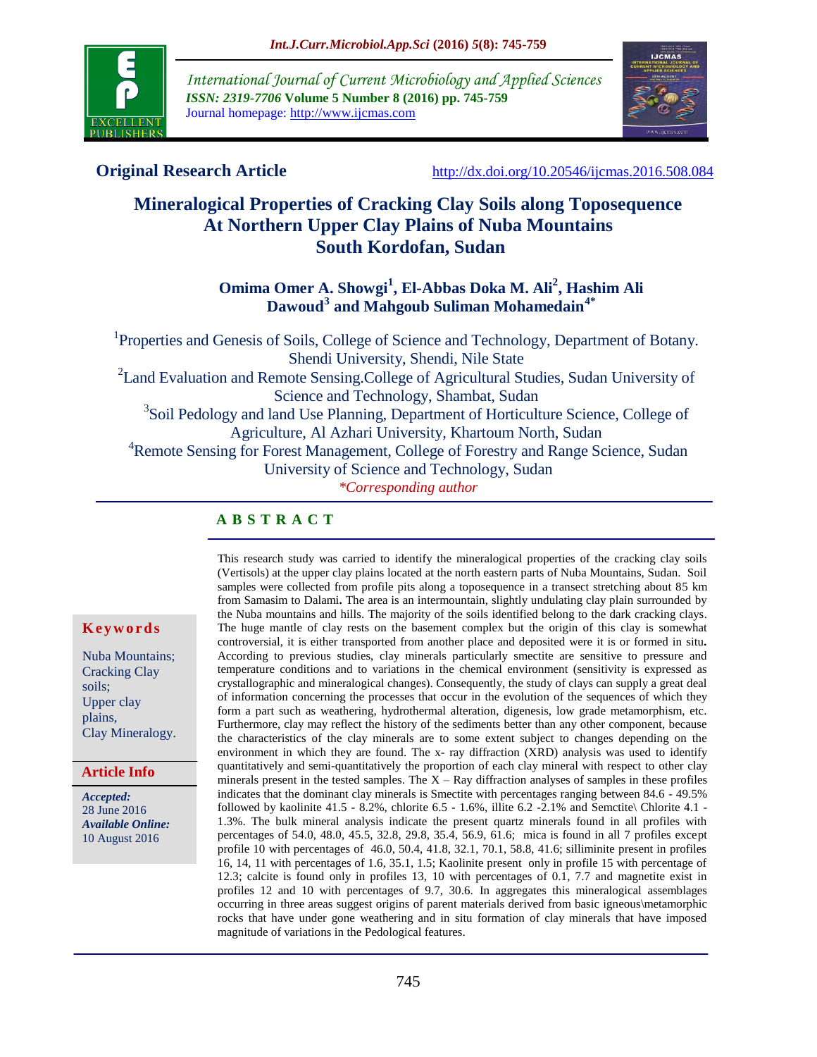**Original Research Article**

http://dx.doi.org/10.20546/ijcmas.2016.508.084

# Mineralogical Properties of Cracking Clay Soils along Toposequence At Northern Upper Clay Plains of Nuba Mountains South Kordofan, Sudan

**Omima Omer A. Showgi[1], El-Abbas Doka M. Ali[2], Hashim Ali Dawoud[3] and Mahgoub Suliman Mohamedain[4*]**

[1]Properties and Genesis of Soils, College of Science and Technology, Department of Botany. Shendi University, Shendi, Nile State

[2]Land Evaluation and Remote Sensing.College of Agricultural Studies, Sudan University of Science and Technology, Shambat, Sudan

[3]Soil Pedology and land Use Planning, Department of Horticulture Science, College of Agriculture, Al Azhari University, Khartoum North, Sudan

[4]Remote Sensing for Forest Management, College of Forestry and Range Science, Sudan University of Science and Technology, Sudan

*Corresponding author

## A B S T R A C T

**Keywords**

Nuba Mountains; Cracking Clay soils; Upper clay plains, Clay Mineralogy.

**Article Info**

*Accepted:* 28 June 2016

*Available Online:* 10 August 2016

This research study was carried to identify the mineralogical properties of the cracking clay soils (Vertisols) at the upper clay plains located at the north eastern parts of Nuba Mountains, Sudan. Soil samples were collected from profile pits along a toposequence in a transect stretching about 85 km from Samasim to Dalami**.** The area is an intermountain, slightly undulating clay plain surrounded by the Nuba mountains and hills. The majority of the soils identified belong to the dark cracking clays. The huge mantle of clay rests on the basement complex but the origin of this clay is somewhat controversial, it is either transported from another place and deposited were it is or formed in situ**.** According to previous studies, clay minerals particularly smectite are sensitive to pressure and temperature conditions and to variations in the chemical environment (sensitivity is expressed as crystallographic and mineralogical changes). Consequently, the study of clays can supply a great deal of information concerning the processes that occur in the evolution of the sequences of which they form a part such as weathering, hydrothermal alteration, digenesis, low grade metamorphism, etc. Furthermore, clay may reflect the history of the sediments better than any other component, because the characteristics of the clay minerals are to some extent subject to changes depending on the environment in which they are found. The x- ray diffraction (XRD) analysis was used to identify quantitatively and semi-quantitatively the proportion of each clay mineral with respect to other clay minerals present in the tested samples. The X – Ray diffraction analyses of samples in these profiles indicates that the dominant clay minerals is Smectite with percentages ranging between 84.6 - 49.5% followed by kaolinite 41.5 - 8.2%, chlorite 6.5 - 1.6%, illite 6.2 -2.1% and Semctite\ Chlorite 4.1 - 1.3%. The bulk mineral analysis indicate the present quartz minerals found in all profiles with percentages of 54.0, 48.0, 45.5, 32.8, 29.8, 35.4, 56.9, 61.6; mica is found in all 7 profiles except profile 10 with percentages of 46.0, 50.4, 41.8, 32.1, 70.1, 58.8, 41.6; silliminite present in profiles 16, 14, 11 with percentages of 1.6, 35.1, 1.5; Kaolinite present only in profile 15 with percentage of 12.3; calcite is found only in profiles 13, 10 with percentages of 0.1, 7.7 and magnetite exist in profiles 12 and 10 with percentages of 9.7, 30.6. In aggregates this mineralogical assemblages occurring in three areas suggest origins of parent materials derived from basic igneous\metamorphic rocks that have under gone weathering and in situ formation of clay minerals that have imposed magnitude of variations in the Pedological features.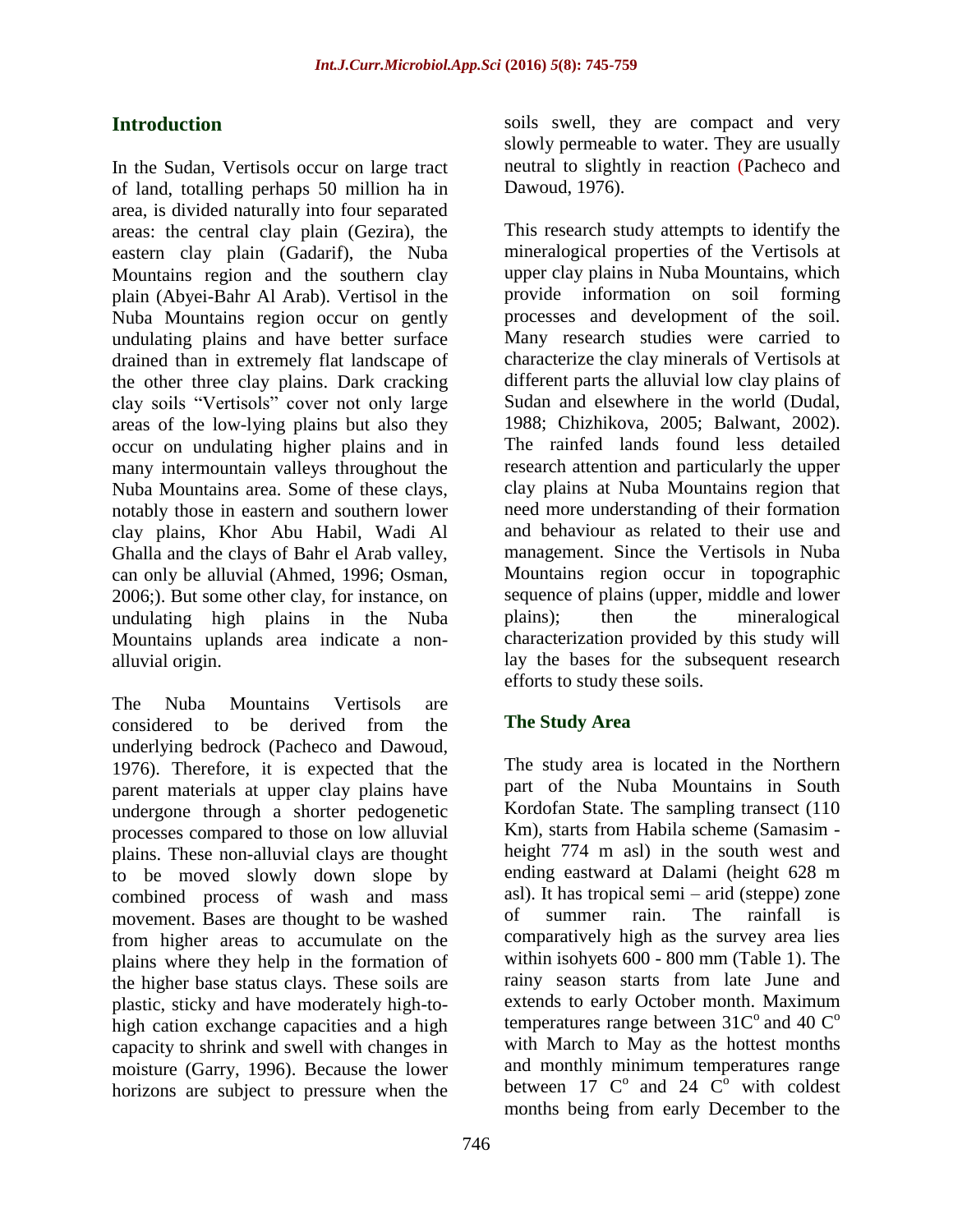## Introduction

In the Sudan, Vertisols occur on large tract of land, totalling perhaps 50 million ha in area, is divided naturally into four separated areas: the central clay plain (Gezira), the eastern clay plain (Gadarif), the Nuba Mountains region and the southern clay plain (Abyei-Bahr Al Arab). Vertisol in the Nuba Mountains region occur on gently undulating plains and have better surface drained than in extremely flat landscape of the other three clay plains. Dark cracking clay soils "Vertisols" cover not only large areas of the low-lying plains but also they occur on undulating higher plains and in many intermountain valleys throughout the Nuba Mountains area. Some of these clays, notably those in eastern and southern lower clay plains, Khor Abu Habil, Wadi Al Ghalla and the clays of Bahr el Arab valley, can only be alluvial (Ahmed, 1996; Osman, 2006;). But some other clay, for instance, on undulating high plains in the Nuba Mountains uplands area indicate a non-alluvial origin.

The Nuba Mountains Vertisols are considered to be derived from the underlying bedrock (Pacheco and Dawoud, 1976). Therefore, it is expected that the parent materials at upper clay plains have undergone through a shorter pedogenetic processes compared to those on low alluvial plains. These non-alluvial clays are thought to be moved slowly down slope by combined process of wash and mass movement. Bases are thought to be washed from higher areas to accumulate on the plains where they help in the formation of the higher base status clays. These soils are plastic, sticky and have moderately high-to-high cation exchange capacities and a high capacity to shrink and swell with changes in moisture (Garry, 1996). Because the lower horizons are subject to pressure when the soils swell, they are compact and very slowly permeable to water. They are usually neutral to slightly in reaction (Pacheco and Dawoud, 1976).

This research study attempts to identify the mineralogical properties of the Vertisols at upper clay plains in Nuba Mountains, which provide information on soil forming processes and development of the soil. Many research studies were carried to characterize the clay minerals of Vertisols at different parts the alluvial low clay plains of Sudan and elsewhere in the world (Dudal, 1988; Chizhikova, 2005; Balwant, 2002). The rainfed lands found less detailed research attention and particularly the upper clay plains at Nuba Mountains region that need more understanding of their formation and behaviour as related to their use and management. Since the Vertisols in Nuba Mountains region occur in topographic sequence of plains (upper, middle and lower plains); then the mineralogical characterization provided by this study will lay the bases for the subsequent research efforts to study these soils.

## The Study Area

The study area is located in the Northern part of the Nuba Mountains in South Kordofan State. The sampling transect (110 Km), starts from Habila scheme (Samasim - height 774 m asl) in the south west and ending eastward at Dalami (height 628 m asl). It has tropical semi – arid (steppe) zone of summer rain. The rainfall is comparatively high as the survey area lies within isohyets 600 - 800 mm (Table 1). The rainy season starts from late June and extends to early October month. Maximum temperatures range between 31C$^{o}$ and 40 C$^{o}$ with March to May as the hottest months and monthly minimum temperatures range between 17 C$^{o}$ and 24 C$^{o}$ with coldest months being from early December to the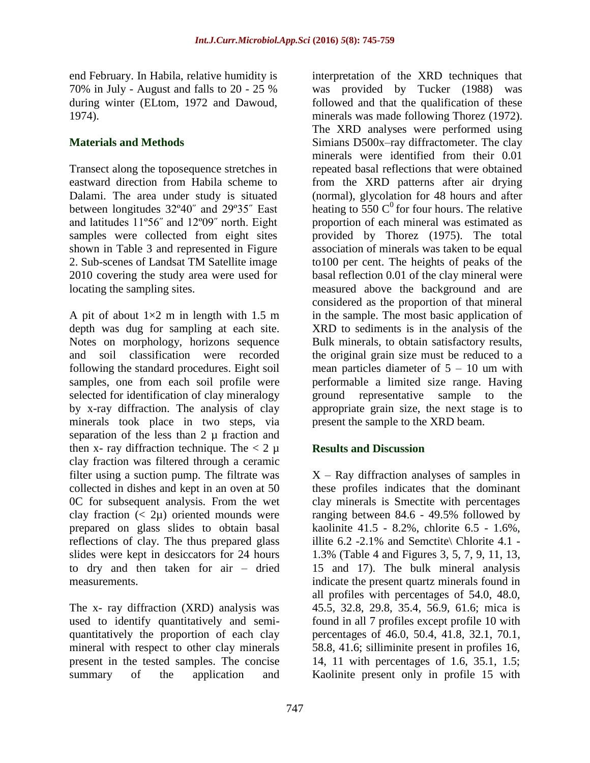end February. In Habila, relative humidity is 70% in July - August and falls to 20 - 25 % during winter (ELtom, 1972 and Dawoud, 1974).

## Materials and Methods

Transect along the toposequence stretches in eastward direction from Habila scheme to Dalami. The area under study is situated between longitudes 32º40″ and 29º35″ East and latitudes 11º56″ and 12º09″ north. Eight samples were collected from eight sites shown in Table 3 and represented in Figure 2. Sub-scenes of Landsat TM Satellite image 2010 covering the study area were used for locating the sampling sites.

A pit of about 1×2 m in length with 1.5 m depth was dug for sampling at each site. Notes on morphology, horizons sequence and soil classification were recorded following the standard procedures. Eight soil samples, one from each soil profile were selected for identification of clay mineralogy by x-ray diffraction. The analysis of clay minerals took place in two steps, via separation of the less than 2 µ fraction and then x- ray diffraction technique. The < 2 µ clay fraction was filtered through a ceramic filter using a suction pump. The filtrate was collected in dishes and kept in an oven at 50 0C for subsequent analysis. From the wet clay fraction (< 2µ) oriented mounds were prepared on glass slides to obtain basal reflections of clay. The thus prepared glass slides were kept in desiccators for 24 hours to dry and then taken for air – dried measurements.

The x- ray diffraction (XRD) analysis was used to identify quantitatively and semi-quantitatively the proportion of each clay mineral with respect to other clay minerals present in the tested samples. The concise summary of the application and interpretation of the XRD techniques that was provided by Tucker (1988) was followed and that the qualification of these minerals was made following Thorez (1972). The XRD analyses were performed using Simians D500x–ray diffractometer. The clay minerals were identified from their 0.01 repeated basal reflections that were obtained from the XRD patterns after air drying (normal), glycolation for 48 hours and after heating to 550 $C^0$ for four hours. The relative proportion of each mineral was estimated as provided by Thorez (1975). The total association of minerals was taken to be equal to100 per cent. The heights of peaks of the basal reflection 0.01 of the clay mineral were measured above the background and are considered as the proportion of that mineral in the sample. The most basic application of XRD to sediments is in the analysis of the Bulk minerals, to obtain satisfactory results, the original grain size must be reduced to a mean particles diameter of 5 – 10 um with performable a limited size range. Having ground representative sample to the appropriate grain size, the next stage is to present the sample to the XRD beam.

## Results and Discussion

X – Ray diffraction analyses of samples in these profiles indicates that the dominant clay minerals is Smectite with percentages ranging between 84.6 - 49.5% followed by kaolinite 41.5 - 8.2%, chlorite 6.5 - 1.6%, illite 6.2 -2.1% and Semctite\ Chlorite 4.1 - 1.3% (Table 4 and Figures 3, 5, 7, 9, 11, 13, 15 and 17). The bulk mineral analysis indicate the present quartz minerals found in all profiles with percentages of 54.0, 48.0, 45.5, 32.8, 29.8, 35.4, 56.9, 61.6; mica is found in all 7 profiles except profile 10 with percentages of 46.0, 50.4, 41.8, 32.1, 70.1, 58.8, 41.6; silliminite present in profiles 16, 14, 11 with percentages of 1.6, 35.1, 1.5; Kaolinite present only in profile 15 with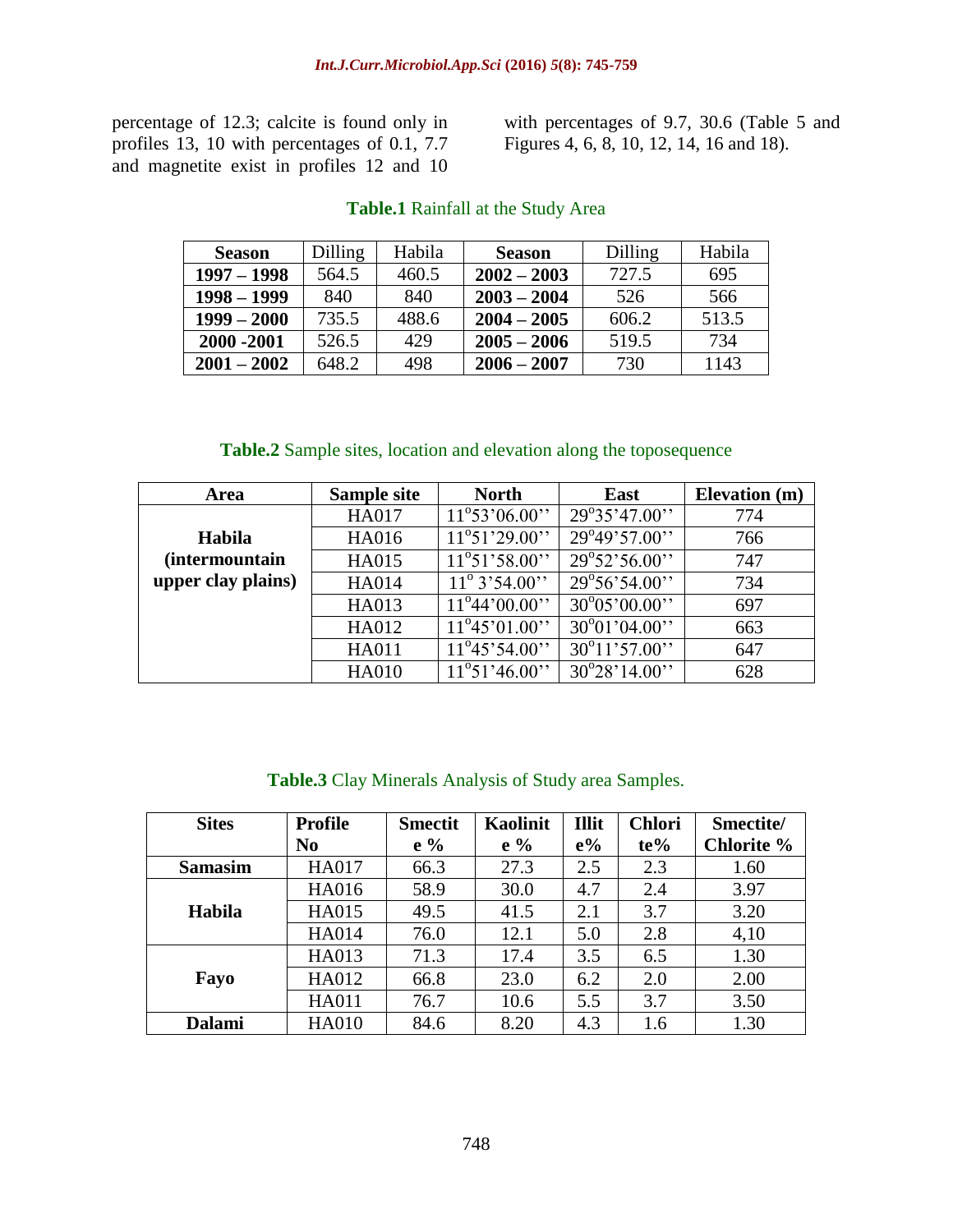percentage of 12.3; calcite is found only in profiles 13, 10 with percentages of 0.1, 7.7 and magnetite exist in profiles 12 and 10 with percentages of 9.7, 30.6 (Table 5 and Figures 4, 6, 8, 10, 12, 14, 16 and 18).

**Table.1** Rainfall at the Study Area

| Season | Dilling | Habila | Season | Dilling | Habila |
|---|---|---|---|---|---|
| **1997 – 1998** | 564.5 | 460.5 | **2002 – 2003** | 727.5 | 695 |
| **1998 – 1999** | 840 | 840 | **2003 – 2004** | 526 | 566 |
| **1999 – 2000** | 735.5 | 488.6 | **2004 – 2005** | 606.2 | 513.5 |
| **2000 -2001** | 526.5 | 429 | **2005 – 2006** | 519.5 | 734 |
| **2001 – 2002** | 648.2 | 498 | **2006 – 2007** | 730 | 1143 |

**Table.2** Sample sites, location and elevation along the toposequence

| Area | Sample site | North | East | Elevation (m) |
|---|---|---|---|---|
| **Habila (intermountain upper clay plains)** | HA017 | 11°53'06.00'' | 29°35'47.00'' | 774 |
| | HA016 | 11°51'29.00'' | 29°49'57.00'' | 766 |
| | HA015 | 11°51'58.00'' | 29°52'56.00'' | 747 |
| | HA014 | 11° 3'54.00'' | 29°56'54.00'' | 734 |
| | HA013 | 11°44'00.00'' | 30°05'00.00'' | 697 |
| | HA012 | 11°45'01.00'' | 30°01'04.00'' | 663 |
| | HA011 | 11°45'54.00'' | 30°11'57.00'' | 647 |
| | HA010 | 11°51'46.00'' | 30°28'14.00'' | 628 |

**Table.3** Clay Minerals Analysis of Study area Samples.

| Sites | Profile No | Smectite % | Kaolinite % | Illite% | Chlorite% | Smectite/ Chlorite % |
|---|---|---|---|---|---|---|
| **Samasim** | HA017 | 66.3 | 27.3 | 2.5 | 2.3 | 1.60 |
| **Habila** | HA016 | 58.9 | 30.0 | 4.7 | 2.4 | 3.97 |
| | HA015 | 49.5 | 41.5 | 2.1 | 3.7 | 3.20 |
| | HA014 | 76.0 | 12.1 | 5.0 | 2.8 | 4,10 |
| **Fayo** | HA013 | 71.3 | 17.4 | 3.5 | 6.5 | 1.30 |
| | HA012 | 66.8 | 23.0 | 6.2 | 2.0 | 2.00 |
| | HA011 | 76.7 | 10.6 | 5.5 | 3.7 | 3.50 |
| **Dalami** | HA010 | 84.6 | 8.20 | 4.3 | 1.6 | 1.30 |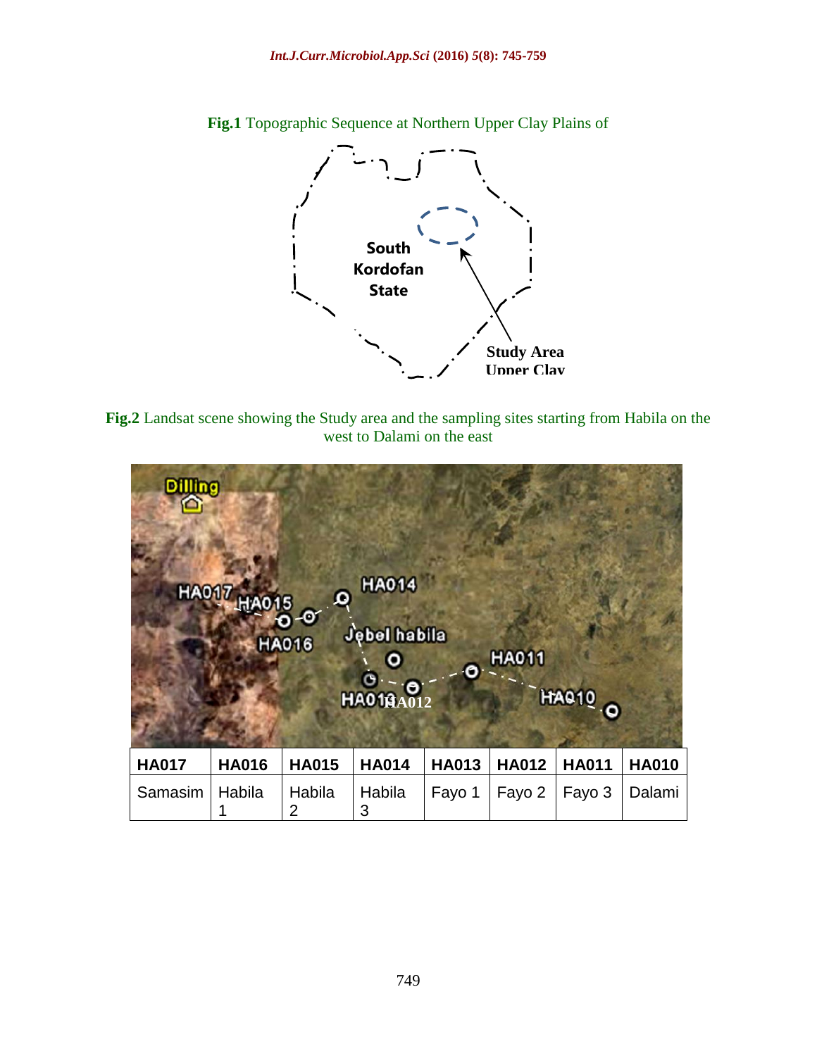**Fig.1** Topographic Sequence at Northern Upper Clay Plains of

**Fig.2** Landsat scene showing the Study area and the sampling sites starting from Habila on the west to Dalami on the east

| HA017 | HA016 | HA015 | HA014 | HA013 | HA012 | HA011 | HA010 |
|---|---|---|---|---|---|---|---|
| Samasim | Habila 1 | Habila 2 | Habila 3 | Fayo 1 | Fayo 2 | Fayo 3 | Dalami |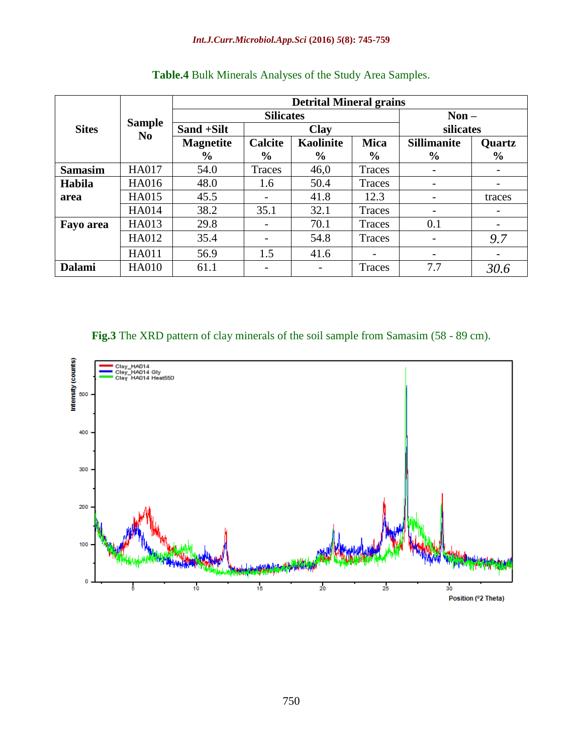**Table.4** Bulk Minerals Analyses of the Study Area Samples.

| Sites | Sample No | Detrital Mineral grains | | | | | |
|---|---|---|---|---|---|---|---|
| | | Silicates | | | | Non – silicates | |
| | | Sand +Silt | Clay | | | | |
| | | Magnetite % | Calcite % | Kaolinite % | Mica % | Sillimanite % | Quartz % |
| Samasim | HA017 | 54.0 | Traces | 46,0 | Traces | - | - |
| Habila area | HA016 | 48.0 | 1.6 | 50.4 | Traces | - | - |
| | HA015 | 45.5 | - | 41.8 | 12.3 | - | traces |
| | HA014 | 38.2 | 35.1 | 32.1 | Traces | - | - |
| Fayo area | HA013 | 29.8 | - | 70.1 | Traces | 0.1 | - |
| | HA012 | 35.4 | - | 54.8 | Traces | - | 9.7 |
| | HA011 | 56.9 | 1.5 | 41.6 | - | - | - |
| Dalami | HA010 | 61.1 | - | - | Traces | 7.7 | 30.6 |

**Fig.3** The XRD pattern of clay minerals of the soil sample from Samasim (58 - 89 cm).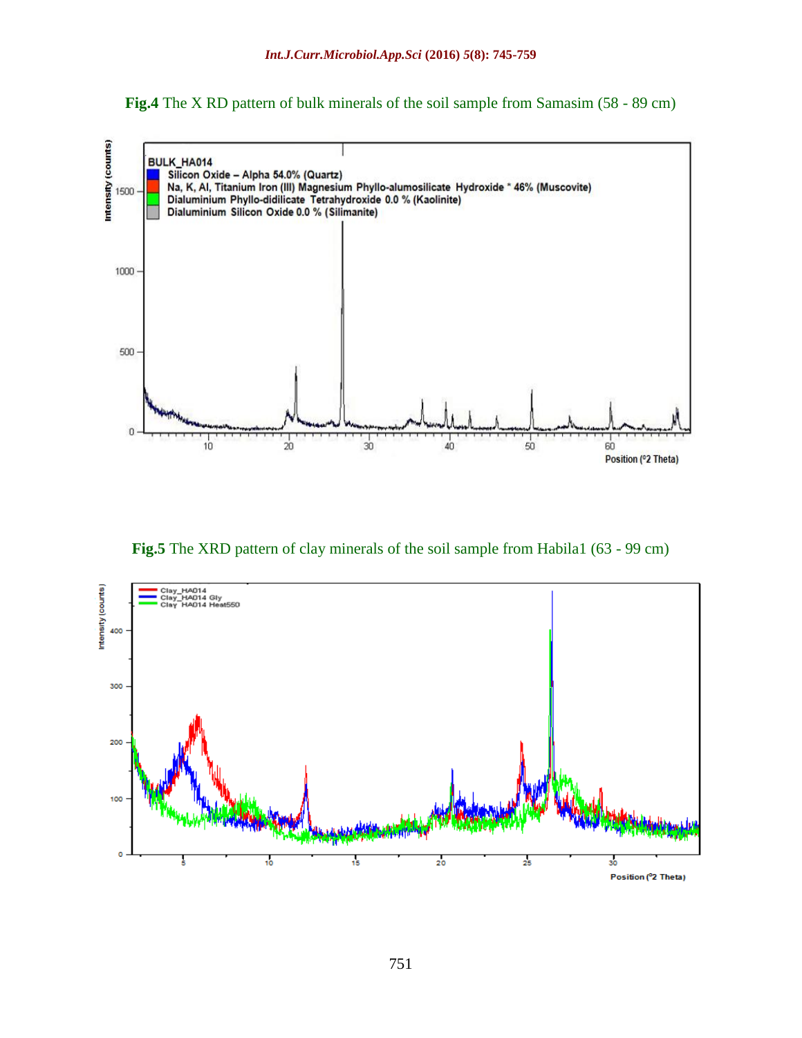**Fig.4** The X RD pattern of bulk minerals of the soil sample from Samasim (58 - 89 cm)

**Fig.5** The XRD pattern of clay minerals of the soil sample from Habila1 (63 - 99 cm)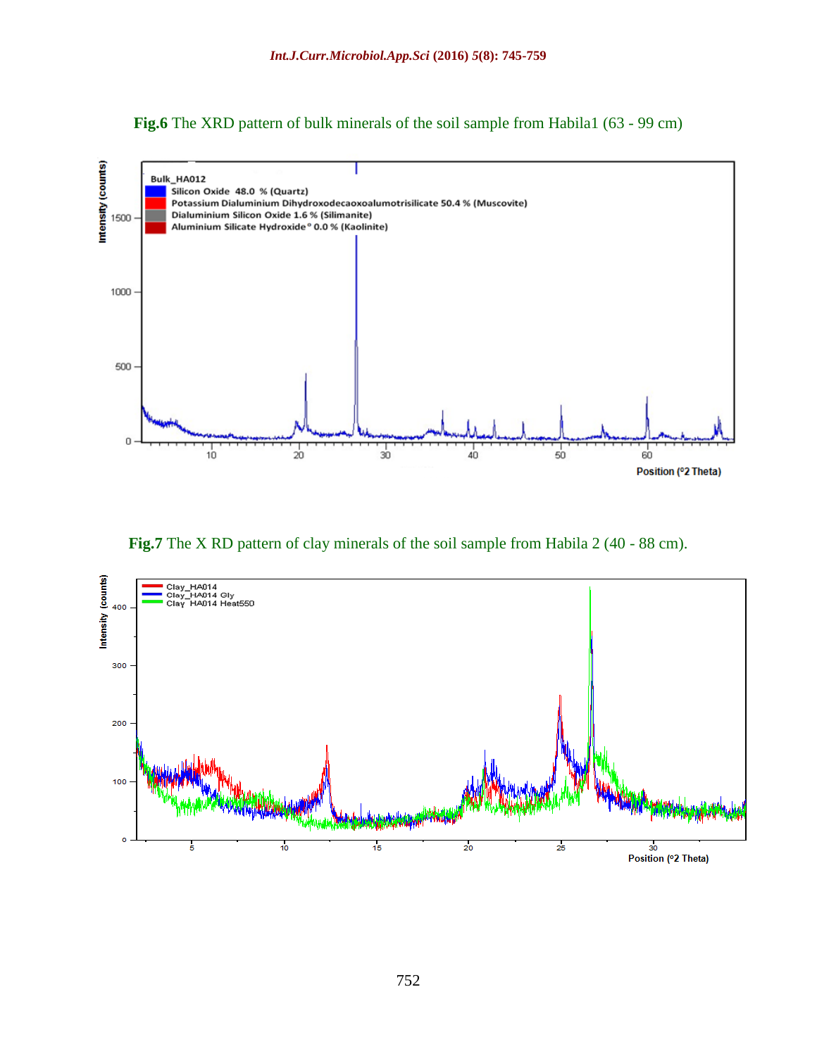**Fig.6** The XRD pattern of bulk minerals of the soil sample from Habila1 (63 - 99 cm)

**Fig.7** The X RD pattern of clay minerals of the soil sample from Habila 2 (40 - 88 cm).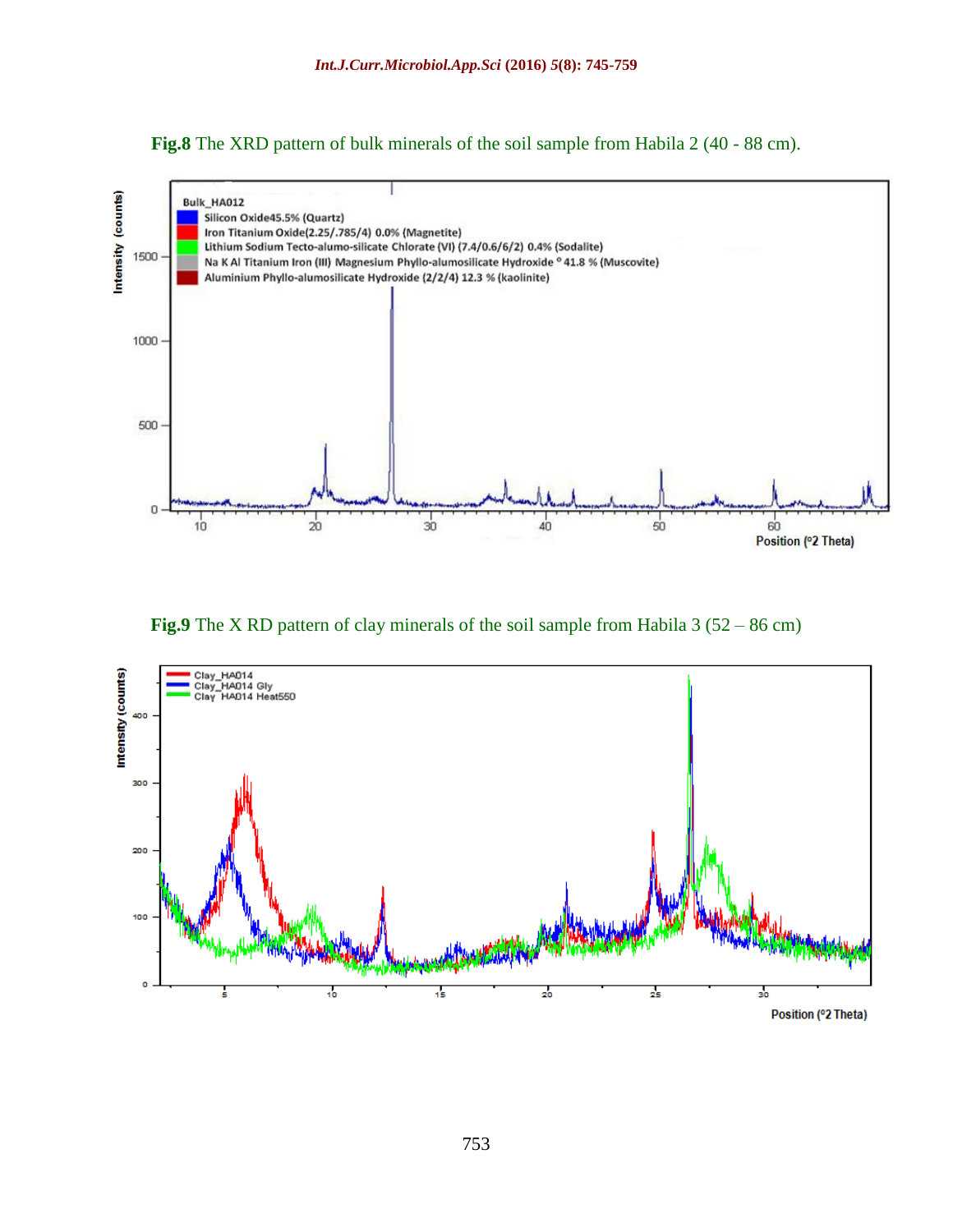**Fig.8** The XRD pattern of bulk minerals of the soil sample from Habila 2 (40 - 88 cm).

**Fig.9** The X RD pattern of clay minerals of the soil sample from Habila 3 (52 – 86 cm)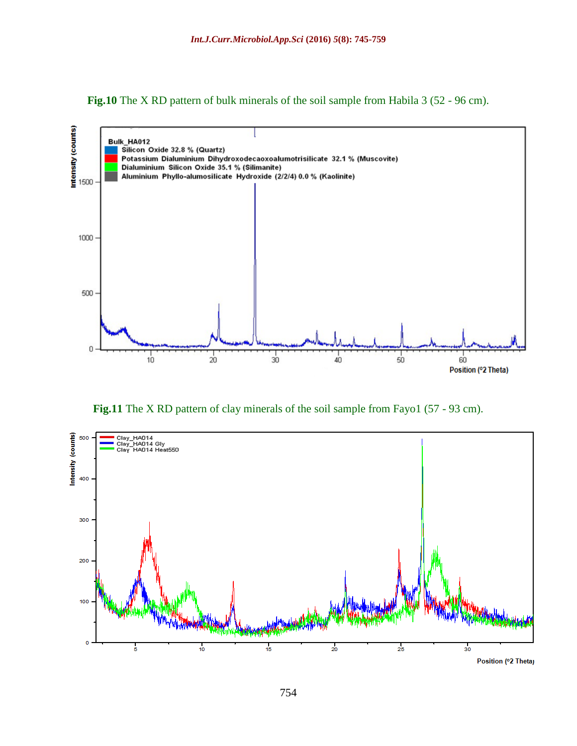**Fig.10** The X RD pattern of bulk minerals of the soil sample from Habila 3 (52 - 96 cm).

**Fig.11** The X RD pattern of clay minerals of the soil sample from Fayo1 (57 - 93 cm).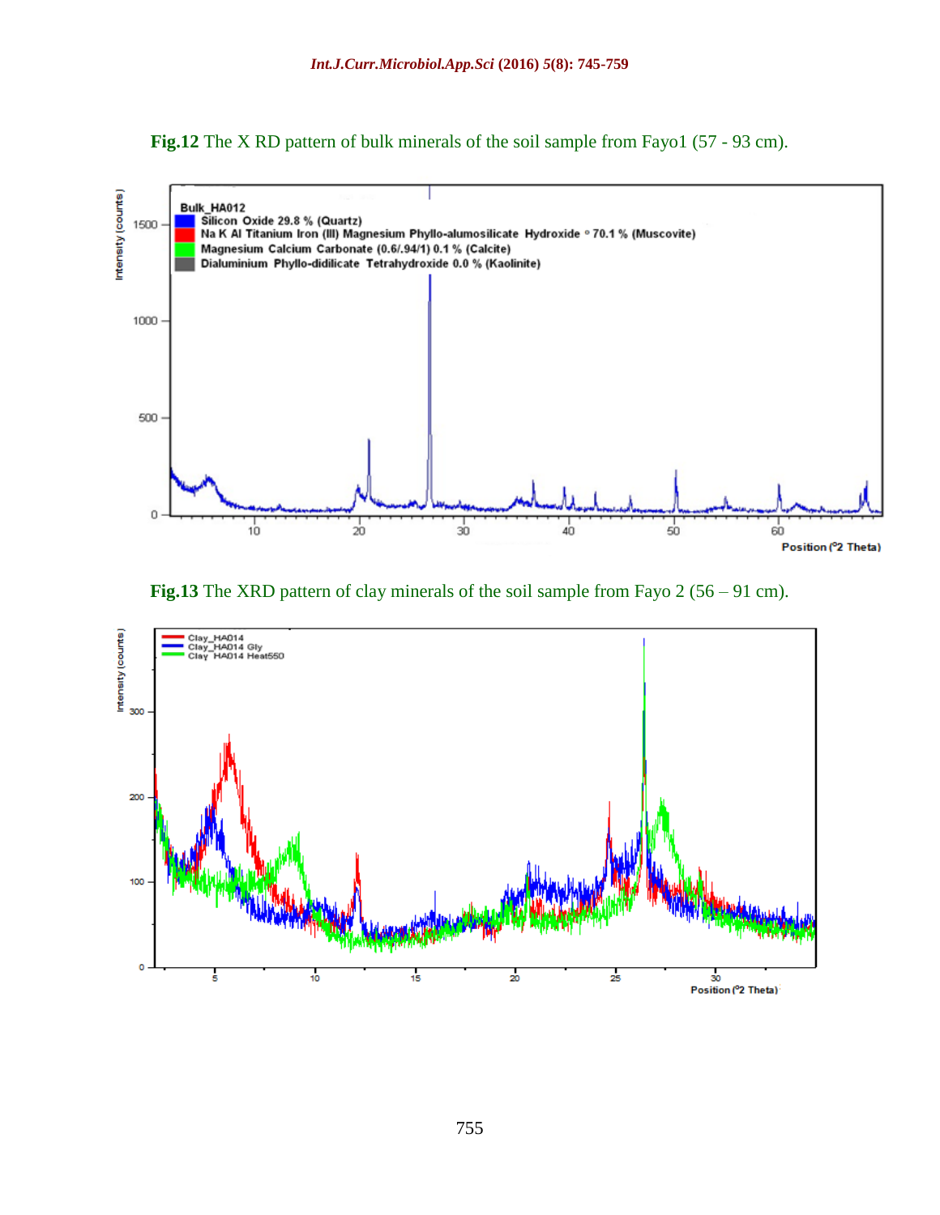**Fig.12** The X RD pattern of bulk minerals of the soil sample from Fayo1 (57 - 93 cm).

**Fig.13** The XRD pattern of clay minerals of the soil sample from Fayo 2 (56 – 91 cm).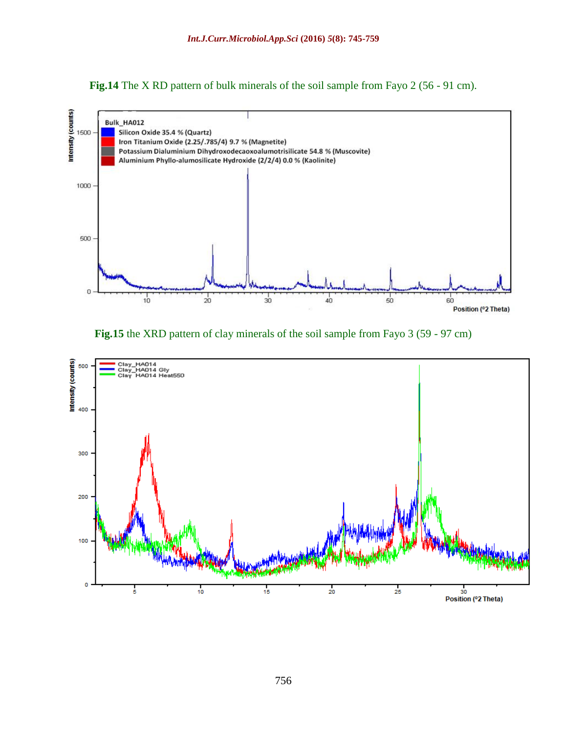**Fig.14** The X RD pattern of bulk minerals of the soil sample from Fayo 2 (56 - 91 cm).

**Fig.15** the XRD pattern of clay minerals of the soil sample from Fayo 3 (59 - 97 cm)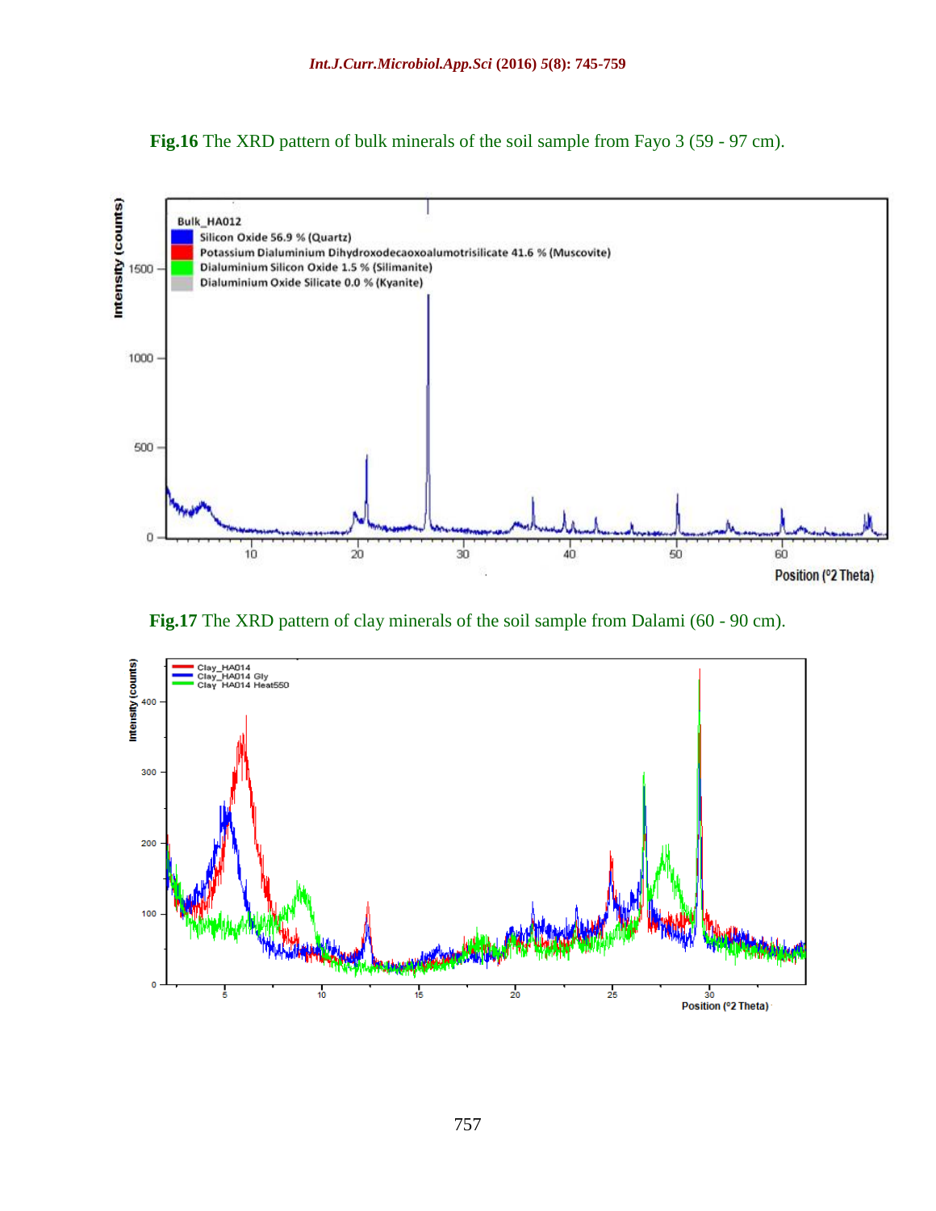**Fig.16** The XRD pattern of bulk minerals of the soil sample from Fayo 3 (59 - 97 cm).

**Fig.17** The XRD pattern of clay minerals of the soil sample from Dalami (60 - 90 cm).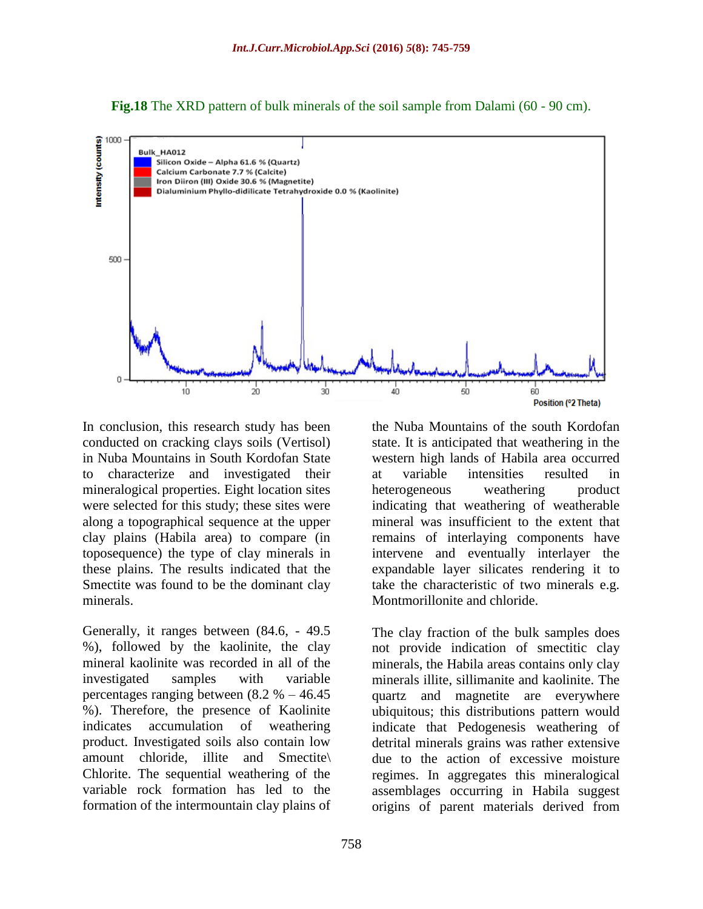**Fig.18** The XRD pattern of bulk minerals of the soil sample from Dalami (60 - 90 cm).

In conclusion, this research study has been conducted on cracking clays soils (Vertisol) in Nuba Mountains in South Kordofan State to characterize and investigated their mineralogical properties. Eight location sites were selected for this study; these sites were along a topographical sequence at the upper clay plains (Habila area) to compare (in toposequence) the type of clay minerals in these plains. The results indicated that the Smectite was found to be the dominant clay minerals.

Generally, it ranges between (84.6, - 49.5 %), followed by the kaolinite, the clay mineral kaolinite was recorded in all of the investigated samples with variable percentages ranging between (8.2 % – 46.45 %). Therefore, the presence of Kaolinite indicates accumulation of weathering product. Investigated soils also contain low amount chloride, illite and Smectite\ Chlorite. The sequential weathering of the variable rock formation has led to the formation of the intermountain clay plains of the Nuba Mountains of the south Kordofan state. It is anticipated that weathering in the western high lands of Habila area occurred at variable intensities resulted in heterogeneous weathering product indicating that weathering of weatherable mineral was insufficient to the extent that remains of interlaying components have intervene and eventually interlayer the expandable layer silicates rendering it to take the characteristic of two minerals e.g. Montmorillonite and chloride.

The clay fraction of the bulk samples does not provide indication of smectitic clay minerals, the Habila areas contains only clay minerals illite, sillimanite and kaolinite. The quartz and magnetite are everywhere ubiquitous; this distributions pattern would indicate that Pedogenesis weathering of detrital minerals grains was rather extensive due to the action of excessive moisture regimes. In aggregates this mineralogical assemblages occurring in Habila suggest origins of parent materials derived from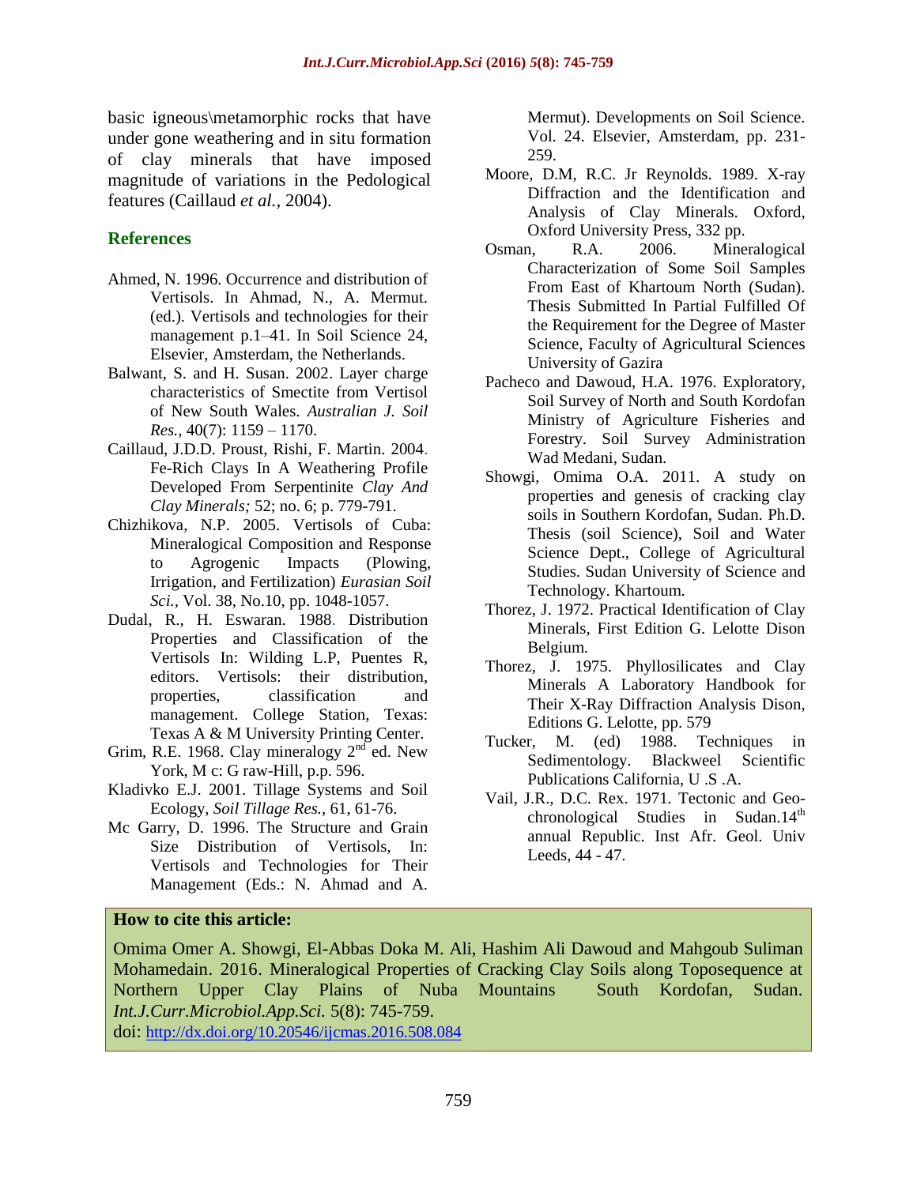basic igneous\metamorphic rocks that have under gone weathering and in situ formation of clay minerals that have imposed magnitude of variations in the Pedological features (Caillaud *et al.*, 2004).

## References

Ahmed, N. 1996. Occurrence and distribution of Vertisols. In Ahmad, N., A. Mermut. (ed.). Vertisols and technologies for their management p.1–41. In Soil Science 24, Elsevier, Amsterdam, the Netherlands.

Balwant, S. and H. Susan. 2002. Layer charge characteristics of Smectite from Vertisol of New South Wales. *Australian J. Soil Res.,* 40(7): 1159 – 1170.

Caillaud, J.D.D. Proust, Rishi, F. Martin. 2004. Fe-Rich Clays In A Weathering Profile Developed From Serpentinite *Clay And Clay Minerals;* 52; no. 6; p. 779-791.

Chizhikova, N.P. 2005. Vertisols of Cuba: Mineralogical Composition and Response to Agrogenic Impacts (Plowing, Irrigation, and Fertilization) *Eurasian Soil Sci.,* Vol. 38, No.10, pp. 1048-1057.

Dudal, R., H. Eswaran. 1988. Distribution Properties and Classification of the Vertisols In: Wilding L.P, Puentes R, editors. Vertisols: their distribution, properties, classification and management. College Station, Texas: Texas A & M University Printing Center.

Grim, R.E. 1968. Clay mineralogy 2nd ed. New York, M c: G raw-Hill, p.p. 596.

Kladivko E.J. 2001. Tillage Systems and Soil Ecology, *Soil Tillage Res.,* 61, 61-76.

Mc Garry, D. 1996. The Structure and Grain Size Distribution of Vertisols, In: Vertisols and Technologies for Their Management (Eds.: N. Ahmad and A. Mermut). Developments on Soil Science. Vol. 24. Elsevier, Amsterdam, pp. 231-259.

Moore, D.M, R.C. Jr Reynolds. 1989. X-ray Diffraction and the Identification and Analysis of Clay Minerals. Oxford, Oxford University Press, 332 pp.

Osman, R.A. 2006. Mineralogical Characterization of Some Soil Samples From East of Khartoum North (Sudan). Thesis Submitted In Partial Fulfilled Of the Requirement for the Degree of Master Science, Faculty of Agricultural Sciences University of Gazira

Pacheco and Dawoud, H.A. 1976. Exploratory, Soil Survey of North and South Kordofan Ministry of Agriculture Fisheries and Forestry. Soil Survey Administration Wad Medani, Sudan.

Showgi, Omima O.A. 2011. A study on properties and genesis of cracking clay soils in Southern Kordofan, Sudan. Ph.D. Thesis (soil Science), Soil and Water Science Dept., College of Agricultural Studies. Sudan University of Science and Technology. Khartoum.

Thorez, J. 1972. Practical Identification of Clay Minerals, First Edition G. Lelotte Dison Belgium.

Thorez, J. 1975. Phyllosilicates and Clay Minerals A Laboratory Handbook for Their X-Ray Diffraction Analysis Dison, Editions G. Lelotte, pp. 579

Tucker, M. (ed) 1988. Techniques in Sedimentology. Blackweel Scientific Publications California, U .S .A.

Vail, J.R., D.C. Rex. 1971. Tectonic and Geo-chronological Studies in Sudan.14th annual Republic. Inst Afr. Geol. Univ Leeds, 44 - 47.

**How to cite this article:**

Omima Omer A. Showgi, El-Abbas Doka M. Ali, Hashim Ali Dawoud and Mahgoub Suliman Mohamedain. 2016. Mineralogical Properties of Cracking Clay Soils along Toposequence at Northern Upper Clay Plains of Nuba Mountains South Kordofan, Sudan. *Int.J.Curr.Microbiol.App.Sci.* 5(8): 745-759.
doi: http://dx.doi.org/10.20546/ijcmas.2016.508.084